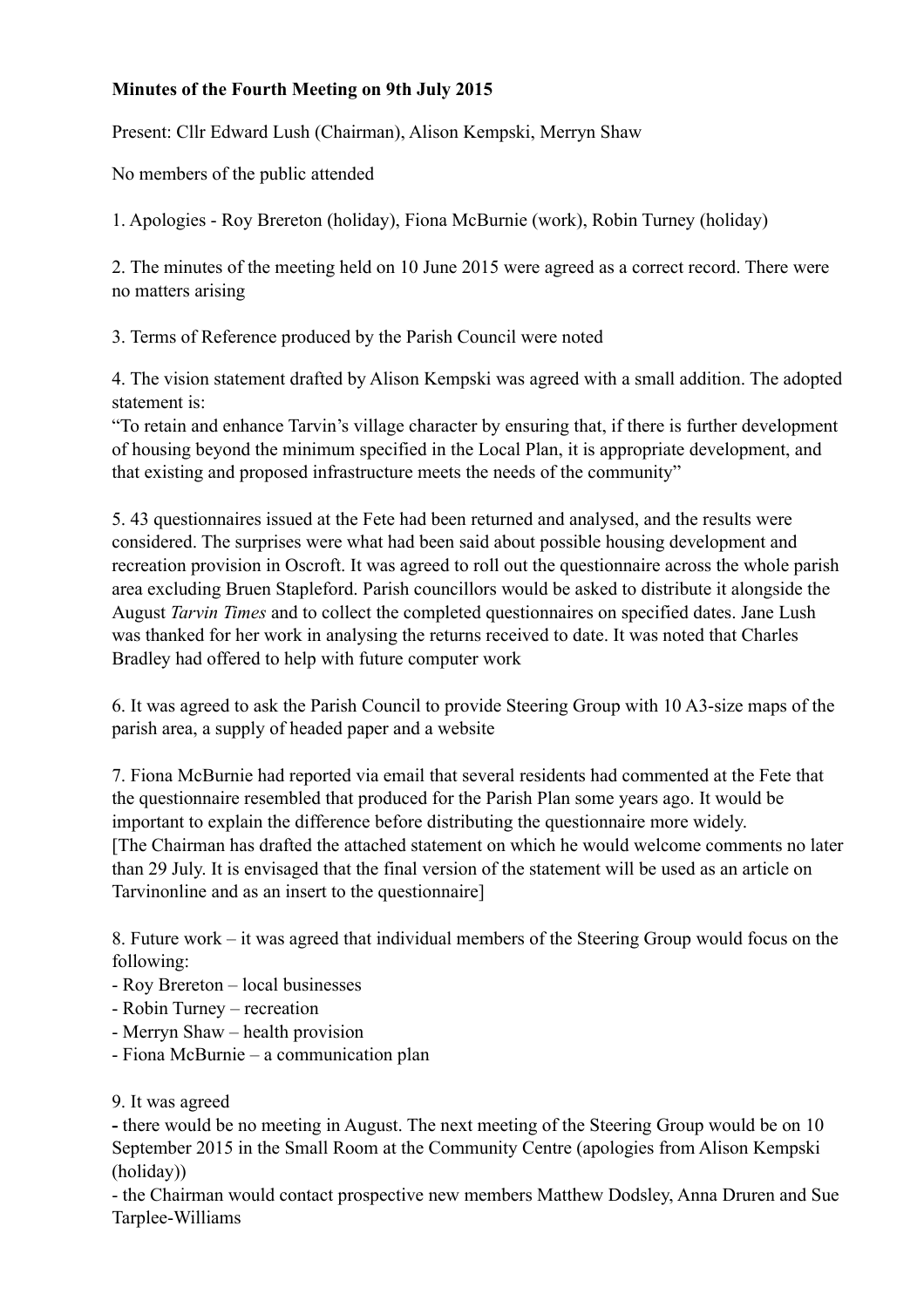**Minutes of the Fourth Meeting on 9th July 2015**

Present: Cllr Edward Lush (Chairman), Alison Kempski, Merryn Shaw

No members of the public attended

1. Apologies - Roy Brereton (holiday), Fiona McBurnie (work), Robin Turney (holiday)

2. The minutes of the meeting held on 10 June 2015 were agreed as a correct record. There were no matters arising

3. Terms of Reference produced by the Parish Council were noted

4. The vision statement drafted by Alison Kempski was agreed with a small addition. The adopted statement is:
"To retain and enhance Tarvin's village character by ensuring that, if there is further development of housing beyond the minimum specified in the Local Plan, it is appropriate development, and that existing and proposed infrastructure meets the needs of the community"

5. 43 questionnaires issued at the Fete had been returned and analysed, and the results were considered. The surprises were what had been said about possible housing development and recreation provision in Oscroft. It was agreed to roll out the questionnaire across the whole parish area excluding Bruen Stapleford. Parish councillors would be asked to distribute it alongside the August *Tarvin Times* and to collect the completed questionnaires on specified dates. Jane Lush was thanked for her work in analysing the returns received to date. It was noted that Charles Bradley had offered to help with future computer work

6. It was agreed to ask the Parish Council to provide Steering Group with 10 A3-size maps of the parish area, a supply of headed paper and a website

7. Fiona McBurnie had reported via email that several residents had commented at the Fete that the questionnaire resembled that produced for the Parish Plan some years ago. It would be important to explain the difference before distributing the questionnaire more widely.
[The Chairman has drafted the attached statement on which he would welcome comments no later than 29 July. It is envisaged that the final version of the statement will be used as an article on Tarvinonline and as an insert to the questionnaire]

8. Future work – it was agreed that individual members of the Steering Group would focus on the following:
- Roy Brereton – local businesses
- Robin Turney – recreation
- Merryn Shaw – health provision
- Fiona McBurnie – a communication plan

9. It was agreed
- there would be no meeting in August. The next meeting of the Steering Group would be on 10 September 2015 in the Small Room at the Community Centre (apologies from Alison Kempski (holiday))
- the Chairman would contact prospective new members Matthew Dodsley, Anna Druren and Sue Tarplee-Williams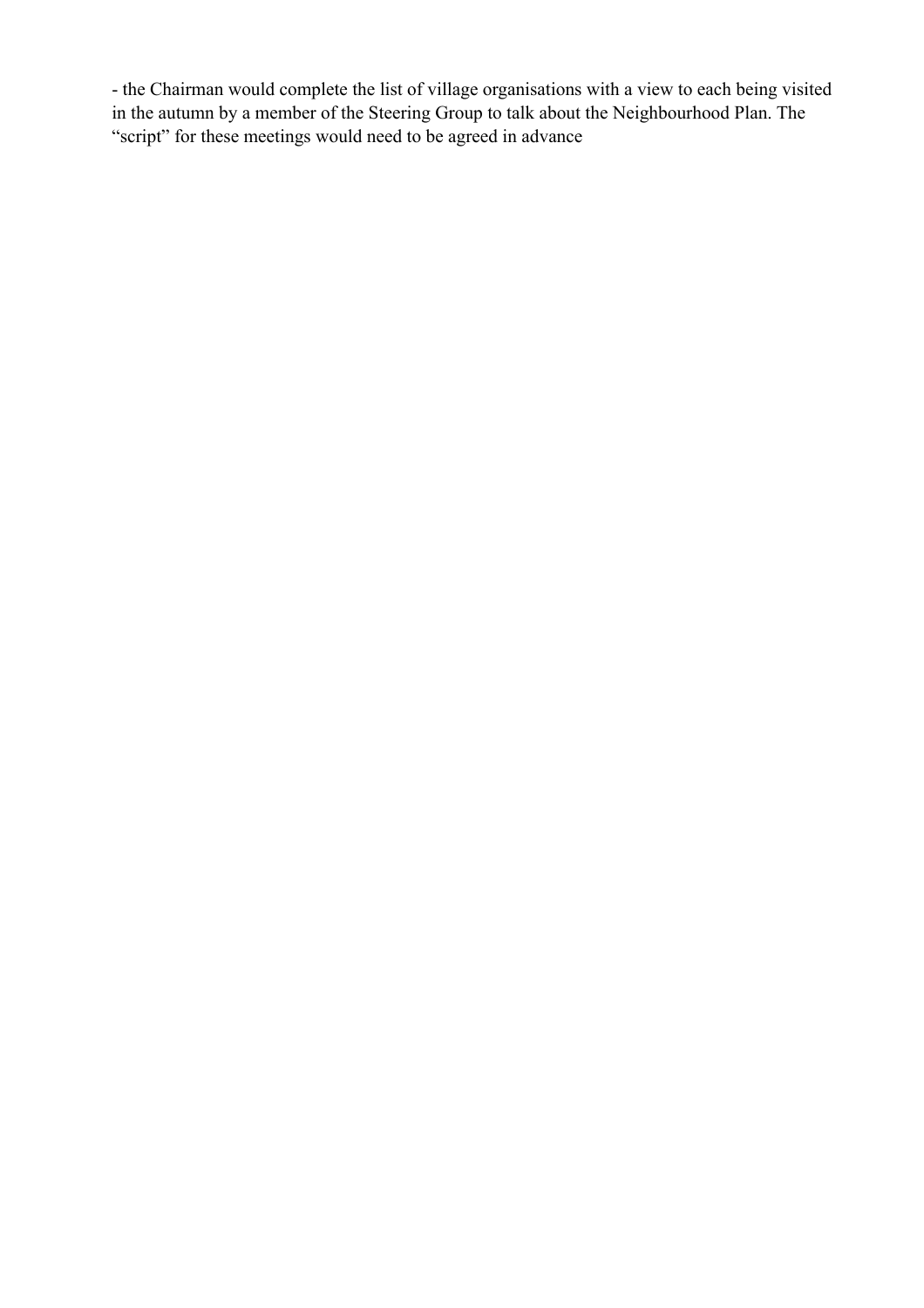- the Chairman would complete the list of village organisations with a view to each being visited in the autumn by a member of the Steering Group to talk about the Neighbourhood Plan. The "script" for these meetings would need to be agreed in advance